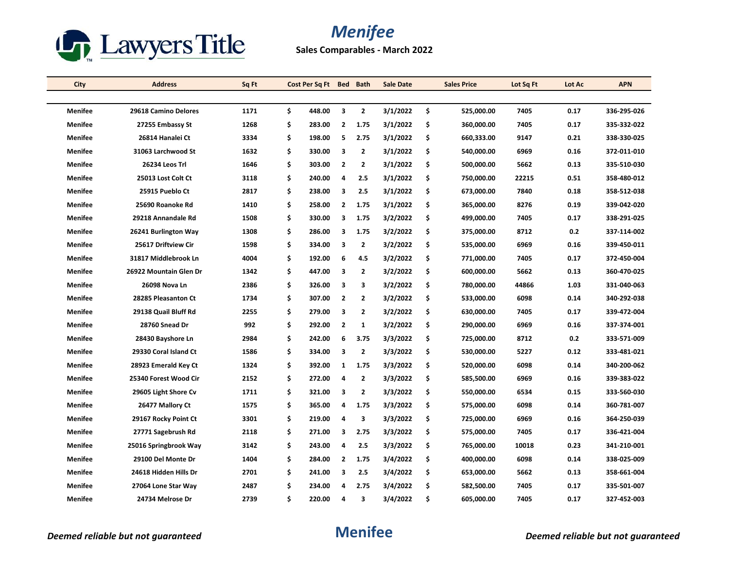# Menifee

**Sales Comparables - March 2022**

| City | Address | Sq Ft | Cost Per Sq Ft | Bed | Bath | Sale Date | Sales Price | Lot Sq Ft | Lot Ac | APN |
|---|---|---|---|---|---|---|---|---|---|---|
| Menifee | 29618 Camino Delores | 1171 | $ 448.00 | 3 | 2 | 3/1/2022 | $ 525,000.00 | 7405 | 0.17 | 336-295-026 |
| Menifee | 27255 Embassy St | 1268 | $ 283.00 | 2 | 1.75 | 3/1/2022 | $ 360,000.00 | 7405 | 0.17 | 335-332-022 |
| Menifee | 26814 Hanalei Ct | 3334 | $ 198.00 | 5 | 2.75 | 3/1/2022 | $ 660,333.00 | 9147 | 0.21 | 338-330-025 |
| Menifee | 31063 Larchwood St | 1632 | $ 330.00 | 3 | 2 | 3/1/2022 | $ 540,000.00 | 6969 | 0.16 | 372-011-010 |
| Menifee | 26234 Leos Trl | 1646 | $ 303.00 | 2 | 2 | 3/1/2022 | $ 500,000.00 | 5662 | 0.13 | 335-510-030 |
| Menifee | 25013 Lost Colt Ct | 3118 | $ 240.00 | 4 | 2.5 | 3/1/2022 | $ 750,000.00 | 22215 | 0.51 | 358-480-012 |
| Menifee | 25915 Pueblo Ct | 2817 | $ 238.00 | 3 | 2.5 | 3/1/2022 | $ 673,000.00 | 7840 | 0.18 | 358-512-038 |
| Menifee | 25690 Roanoke Rd | 1410 | $ 258.00 | 2 | 1.75 | 3/1/2022 | $ 365,000.00 | 8276 | 0.19 | 339-042-020 |
| Menifee | 29218 Annandale Rd | 1508 | $ 330.00 | 3 | 1.75 | 3/2/2022 | $ 499,000.00 | 7405 | 0.17 | 338-291-025 |
| Menifee | 26241 Burlington Way | 1308 | $ 286.00 | 3 | 1.75 | 3/2/2022 | $ 375,000.00 | 8712 | 0.2 | 337-114-002 |
| Menifee | 25617 Driftview Cir | 1598 | $ 334.00 | 3 | 2 | 3/2/2022 | $ 535,000.00 | 6969 | 0.16 | 339-450-011 |
| Menifee | 31817 Middlebrook Ln | 4004 | $ 192.00 | 6 | 4.5 | 3/2/2022 | $ 771,000.00 | 7405 | 0.17 | 372-450-004 |
| Menifee | 26922 Mountain Glen Dr | 1342 | $ 447.00 | 3 | 2 | 3/2/2022 | $ 600,000.00 | 5662 | 0.13 | 360-470-025 |
| Menifee | 26098 Nova Ln | 2386 | $ 326.00 | 3 | 3 | 3/2/2022 | $ 780,000.00 | 44866 | 1.03 | 331-040-063 |
| Menifee | 28285 Pleasanton Ct | 1734 | $ 307.00 | 2 | 2 | 3/2/2022 | $ 533,000.00 | 6098 | 0.14 | 340-292-038 |
| Menifee | 29138 Quail Bluff Rd | 2255 | $ 279.00 | 3 | 2 | 3/2/2022 | $ 630,000.00 | 7405 | 0.17 | 339-472-004 |
| Menifee | 28760 Snead Dr | 992 | $ 292.00 | 2 | 1 | 3/2/2022 | $ 290,000.00 | 6969 | 0.16 | 337-374-001 |
| Menifee | 28430 Bayshore Ln | 2984 | $ 242.00 | 6 | 3.75 | 3/3/2022 | $ 725,000.00 | 8712 | 0.2 | 333-571-009 |
| Menifee | 29330 Coral Island Ct | 1586 | $ 334.00 | 3 | 2 | 3/3/2022 | $ 530,000.00 | 5227 | 0.12 | 333-481-021 |
| Menifee | 28923 Emerald Key Ct | 1324 | $ 392.00 | 1 | 1.75 | 3/3/2022 | $ 520,000.00 | 6098 | 0.14 | 340-200-062 |
| Menifee | 25340 Forest Wood Cir | 2152 | $ 272.00 | 4 | 2 | 3/3/2022 | $ 585,500.00 | 6969 | 0.16 | 339-383-022 |
| Menifee | 29605 Light Shore Cv | 1711 | $ 321.00 | 3 | 2 | 3/3/2022 | $ 550,000.00 | 6534 | 0.15 | 333-560-030 |
| Menifee | 26477 Mallory Ct | 1575 | $ 365.00 | 4 | 1.75 | 3/3/2022 | $ 575,000.00 | 6098 | 0.14 | 360-781-007 |
| Menifee | 29167 Rocky Point Ct | 3301 | $ 219.00 | 4 | 3 | 3/3/2022 | $ 725,000.00 | 6969 | 0.16 | 364-250-039 |
| Menifee | 27771 Sagebrush Rd | 2118 | $ 271.00 | 3 | 2.75 | 3/3/2022 | $ 575,000.00 | 7405 | 0.17 | 336-421-004 |
| Menifee | 25016 Springbrook Way | 3142 | $ 243.00 | 4 | 2.5 | 3/3/2022 | $ 765,000.00 | 10018 | 0.23 | 341-210-001 |
| Menifee | 29100 Del Monte Dr | 1404 | $ 284.00 | 2 | 1.75 | 3/4/2022 | $ 400,000.00 | 6098 | 0.14 | 338-025-009 |
| Menifee | 24618 Hidden Hills Dr | 2701 | $ 241.00 | 3 | 2.5 | 3/4/2022 | $ 653,000.00 | 5662 | 0.13 | 358-661-004 |
| Menifee | 27064 Lone Star Way | 2487 | $ 234.00 | 4 | 2.75 | 3/4/2022 | $ 582,500.00 | 7405 | 0.17 | 335-501-007 |
| Menifee | 24734 Melrose Dr | 2739 | $ 220.00 | 4 | 3 | 3/4/2022 | $ 605,000.00 | 7405 | 0.17 | 327-452-003 |

*Deemed reliable but not guaranteed*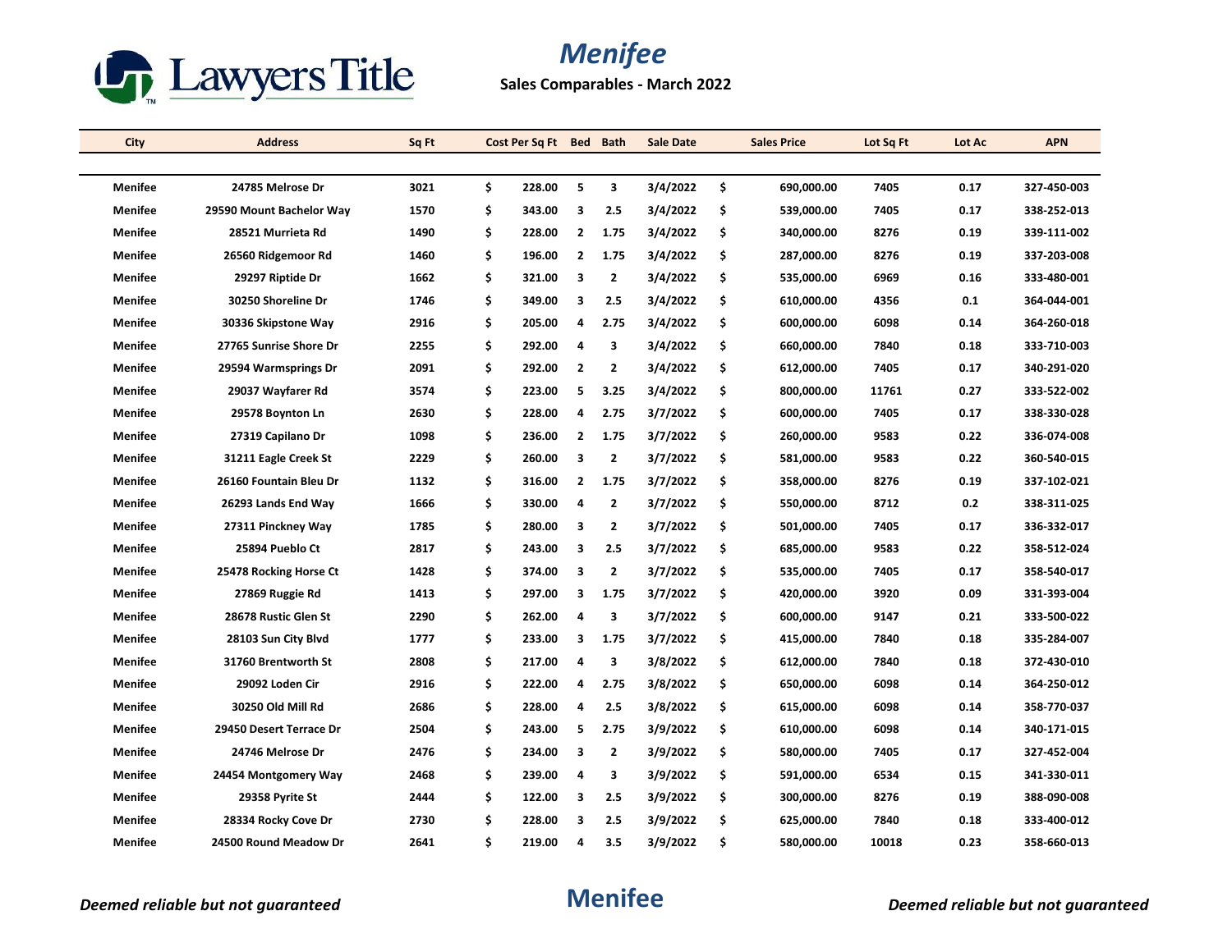# Menifee

**Sales Comparables - March 2022**

| City | Address | Sq Ft | Cost Per Sq Ft | Bed | Bath | Sale Date | Sales Price | Lot Sq Ft | Lot Ac | APN |
|---|---|---|---|---|---|---|---|---|---|---|
| Menifee | 24785 Melrose Dr | 3021 | $ 228.00 | 5 | 3 | 3/4/2022 | $ 690,000.00 | 7405 | 0.17 | 327-450-003 |
| Menifee | 29590 Mount Bachelor Way | 1570 | $ 343.00 | 3 | 2.5 | 3/4/2022 | $ 539,000.00 | 7405 | 0.17 | 338-252-013 |
| Menifee | 28521 Murrieta Rd | 1490 | $ 228.00 | 2 | 1.75 | 3/4/2022 | $ 340,000.00 | 8276 | 0.19 | 339-111-002 |
| Menifee | 26560 Ridgemoor Rd | 1460 | $ 196.00 | 2 | 1.75 | 3/4/2022 | $ 287,000.00 | 8276 | 0.19 | 337-203-008 |
| Menifee | 29297 Riptide Dr | 1662 | $ 321.00 | 3 | 2 | 3/4/2022 | $ 535,000.00 | 6969 | 0.16 | 333-480-001 |
| Menifee | 30250 Shoreline Dr | 1746 | $ 349.00 | 3 | 2.5 | 3/4/2022 | $ 610,000.00 | 4356 | 0.1 | 364-044-001 |
| Menifee | 30336 Skipstone Way | 2916 | $ 205.00 | 4 | 2.75 | 3/4/2022 | $ 600,000.00 | 6098 | 0.14 | 364-260-018 |
| Menifee | 27765 Sunrise Shore Dr | 2255 | $ 292.00 | 4 | 3 | 3/4/2022 | $ 660,000.00 | 7840 | 0.18 | 333-710-003 |
| Menifee | 29594 Warmsprings Dr | 2091 | $ 292.00 | 2 | 2 | 3/4/2022 | $ 612,000.00 | 7405 | 0.17 | 340-291-020 |
| Menifee | 29037 Wayfarer Rd | 3574 | $ 223.00 | 5 | 3.25 | 3/4/2022 | $ 800,000.00 | 11761 | 0.27 | 333-522-002 |
| Menifee | 29578 Boynton Ln | 2630 | $ 228.00 | 4 | 2.75 | 3/7/2022 | $ 600,000.00 | 7405 | 0.17 | 338-330-028 |
| Menifee | 27319 Capilano Dr | 1098 | $ 236.00 | 2 | 1.75 | 3/7/2022 | $ 260,000.00 | 9583 | 0.22 | 336-074-008 |
| Menifee | 31211 Eagle Creek St | 2229 | $ 260.00 | 3 | 2 | 3/7/2022 | $ 581,000.00 | 9583 | 0.22 | 360-540-015 |
| Menifee | 26160 Fountain Bleu Dr | 1132 | $ 316.00 | 2 | 1.75 | 3/7/2022 | $ 358,000.00 | 8276 | 0.19 | 337-102-021 |
| Menifee | 26293 Lands End Way | 1666 | $ 330.00 | 4 | 2 | 3/7/2022 | $ 550,000.00 | 8712 | 0.2 | 338-311-025 |
| Menifee | 27311 Pinckney Way | 1785 | $ 280.00 | 3 | 2 | 3/7/2022 | $ 501,000.00 | 7405 | 0.17 | 336-332-017 |
| Menifee | 25894 Pueblo Ct | 2817 | $ 243.00 | 3 | 2.5 | 3/7/2022 | $ 685,000.00 | 9583 | 0.22 | 358-512-024 |
| Menifee | 25478 Rocking Horse Ct | 1428 | $ 374.00 | 3 | 2 | 3/7/2022 | $ 535,000.00 | 7405 | 0.17 | 358-540-017 |
| Menifee | 27869 Ruggie Rd | 1413 | $ 297.00 | 3 | 1.75 | 3/7/2022 | $ 420,000.00 | 3920 | 0.09 | 331-393-004 |
| Menifee | 28678 Rustic Glen St | 2290 | $ 262.00 | 4 | 3 | 3/7/2022 | $ 600,000.00 | 9147 | 0.21 | 333-500-022 |
| Menifee | 28103 Sun City Blvd | 1777 | $ 233.00 | 3 | 1.75 | 3/7/2022 | $ 415,000.00 | 7840 | 0.18 | 335-284-007 |
| Menifee | 31760 Brentworth St | 2808 | $ 217.00 | 4 | 3 | 3/8/2022 | $ 612,000.00 | 7840 | 0.18 | 372-430-010 |
| Menifee | 29092 Loden Cir | 2916 | $ 222.00 | 4 | 2.75 | 3/8/2022 | $ 650,000.00 | 6098 | 0.14 | 364-250-012 |
| Menifee | 30250 Old Mill Rd | 2686 | $ 228.00 | 4 | 2.5 | 3/8/2022 | $ 615,000.00 | 6098 | 0.14 | 358-770-037 |
| Menifee | 29450 Desert Terrace Dr | 2504 | $ 243.00 | 5 | 2.75 | 3/9/2022 | $ 610,000.00 | 6098 | 0.14 | 340-171-015 |
| Menifee | 24746 Melrose Dr | 2476 | $ 234.00 | 3 | 2 | 3/9/2022 | $ 580,000.00 | 7405 | 0.17 | 327-452-004 |
| Menifee | 24454 Montgomery Way | 2468 | $ 239.00 | 4 | 3 | 3/9/2022 | $ 591,000.00 | 6534 | 0.15 | 341-330-011 |
| Menifee | 29358 Pyrite St | 2444 | $ 122.00 | 3 | 2.5 | 3/9/2022 | $ 300,000.00 | 8276 | 0.19 | 388-090-008 |
| Menifee | 28334 Rocky Cove Dr | 2730 | $ 228.00 | 3 | 2.5 | 3/9/2022 | $ 625,000.00 | 7840 | 0.18 | 333-400-012 |
| Menifee | 24500 Round Meadow Dr | 2641 | $ 219.00 | 4 | 3.5 | 3/9/2022 | $ 580,000.00 | 10018 | 0.23 | 358-660-013 |

*Deemed reliable but not guaranteed*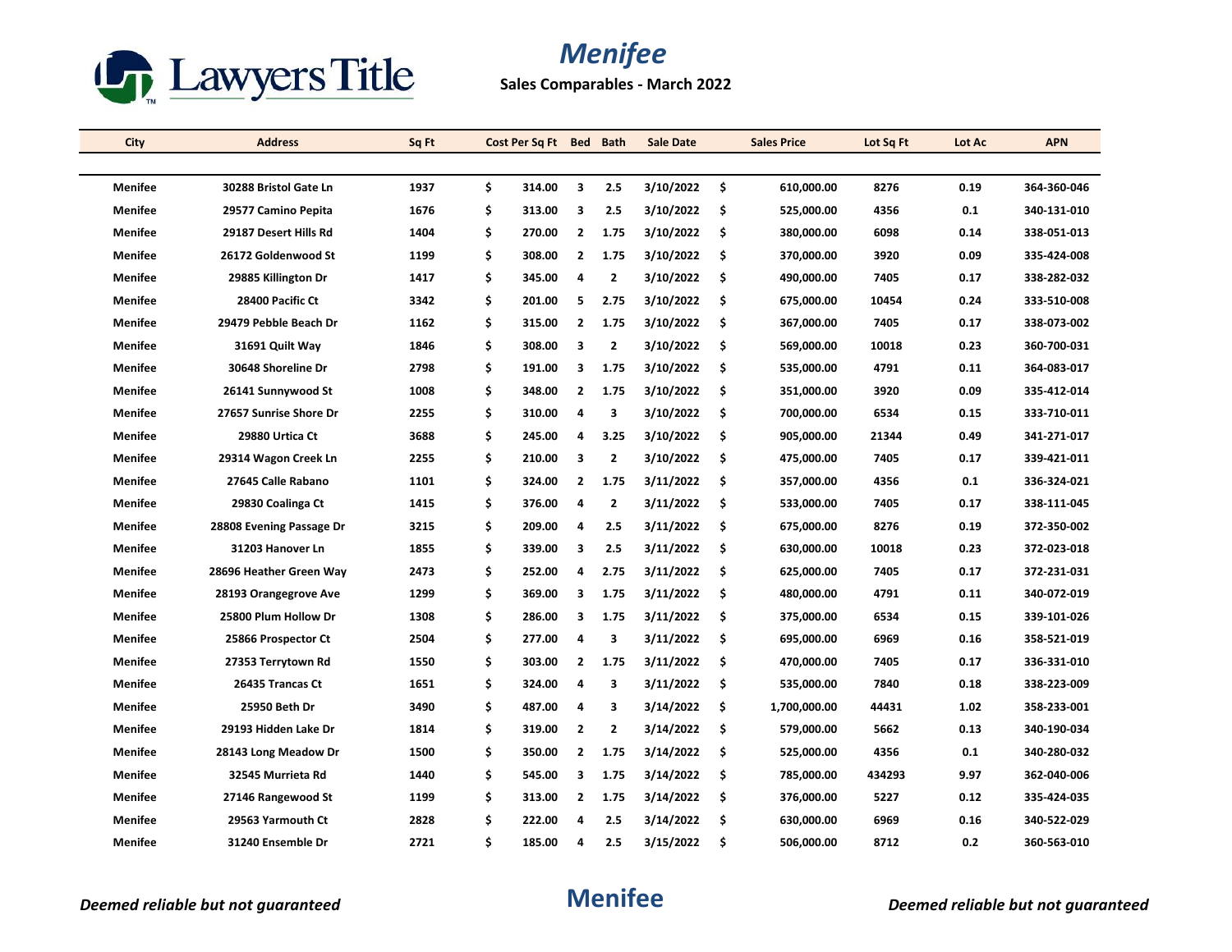# Menifee

**Sales Comparables - March 2022**

| City | Address | Sq Ft | Cost Per Sq Ft | Bed | Bath | Sale Date | Sales Price | Lot Sq Ft | Lot Ac | APN |
|---|---|---|---|---|---|---|---|---|---|---|
| Menifee | 30288 Bristol Gate Ln | 1937 | $ 314.00 | 3 | 2.5 | 3/10/2022 | $ 610,000.00 | 8276 | 0.19 | 364-360-046 |
| Menifee | 29577 Camino Pepita | 1676 | $ 313.00 | 3 | 2.5 | 3/10/2022 | $ 525,000.00 | 4356 | 0.1 | 340-131-010 |
| Menifee | 29187 Desert Hills Rd | 1404 | $ 270.00 | 2 | 1.75 | 3/10/2022 | $ 380,000.00 | 6098 | 0.14 | 338-051-013 |
| Menifee | 26172 Goldenwood St | 1199 | $ 308.00 | 2 | 1.75 | 3/10/2022 | $ 370,000.00 | 3920 | 0.09 | 335-424-008 |
| Menifee | 29885 Killington Dr | 1417 | $ 345.00 | 4 | 2 | 3/10/2022 | $ 490,000.00 | 7405 | 0.17 | 338-282-032 |
| Menifee | 28400 Pacific Ct | 3342 | $ 201.00 | 5 | 2.75 | 3/10/2022 | $ 675,000.00 | 10454 | 0.24 | 333-510-008 |
| Menifee | 29479 Pebble Beach Dr | 1162 | $ 315.00 | 2 | 1.75 | 3/10/2022 | $ 367,000.00 | 7405 | 0.17 | 338-073-002 |
| Menifee | 31691 Quilt Way | 1846 | $ 308.00 | 3 | 2 | 3/10/2022 | $ 569,000.00 | 10018 | 0.23 | 360-700-031 |
| Menifee | 30648 Shoreline Dr | 2798 | $ 191.00 | 3 | 1.75 | 3/10/2022 | $ 535,000.00 | 4791 | 0.11 | 364-083-017 |
| Menifee | 26141 Sunnywood St | 1008 | $ 348.00 | 2 | 1.75 | 3/10/2022 | $ 351,000.00 | 3920 | 0.09 | 335-412-014 |
| Menifee | 27657 Sunrise Shore Dr | 2255 | $ 310.00 | 4 | 3 | 3/10/2022 | $ 700,000.00 | 6534 | 0.15 | 333-710-011 |
| Menifee | 29880 Urtica Ct | 3688 | $ 245.00 | 4 | 3.25 | 3/10/2022 | $ 905,000.00 | 21344 | 0.49 | 341-271-017 |
| Menifee | 29314 Wagon Creek Ln | 2255 | $ 210.00 | 3 | 2 | 3/10/2022 | $ 475,000.00 | 7405 | 0.17 | 339-421-011 |
| Menifee | 27645 Calle Rabano | 1101 | $ 324.00 | 2 | 1.75 | 3/11/2022 | $ 357,000.00 | 4356 | 0.1 | 336-324-021 |
| Menifee | 29830 Coalinga Ct | 1415 | $ 376.00 | 4 | 2 | 3/11/2022 | $ 533,000.00 | 7405 | 0.17 | 338-111-045 |
| Menifee | 28808 Evening Passage Dr | 3215 | $ 209.00 | 4 | 2.5 | 3/11/2022 | $ 675,000.00 | 8276 | 0.19 | 372-350-002 |
| Menifee | 31203 Hanover Ln | 1855 | $ 339.00 | 3 | 2.5 | 3/11/2022 | $ 630,000.00 | 10018 | 0.23 | 372-023-018 |
| Menifee | 28696 Heather Green Way | 2473 | $ 252.00 | 4 | 2.75 | 3/11/2022 | $ 625,000.00 | 7405 | 0.17 | 372-231-031 |
| Menifee | 28193 Orangegrove Ave | 1299 | $ 369.00 | 3 | 1.75 | 3/11/2022 | $ 480,000.00 | 4791 | 0.11 | 340-072-019 |
| Menifee | 25800 Plum Hollow Dr | 1308 | $ 286.00 | 3 | 1.75 | 3/11/2022 | $ 375,000.00 | 6534 | 0.15 | 339-101-026 |
| Menifee | 25866 Prospector Ct | 2504 | $ 277.00 | 4 | 3 | 3/11/2022 | $ 695,000.00 | 6969 | 0.16 | 358-521-019 |
| Menifee | 27353 Terrytown Rd | 1550 | $ 303.00 | 2 | 1.75 | 3/11/2022 | $ 470,000.00 | 7405 | 0.17 | 336-331-010 |
| Menifee | 26435 Trancas Ct | 1651 | $ 324.00 | 4 | 3 | 3/11/2022 | $ 535,000.00 | 7840 | 0.18 | 338-223-009 |
| Menifee | 25950 Beth Dr | 3490 | $ 487.00 | 4 | 3 | 3/14/2022 | $ 1,700,000.00 | 44431 | 1.02 | 358-233-001 |
| Menifee | 29193 Hidden Lake Dr | 1814 | $ 319.00 | 2 | 2 | 3/14/2022 | $ 579,000.00 | 5662 | 0.13 | 340-190-034 |
| Menifee | 28143 Long Meadow Dr | 1500 | $ 350.00 | 2 | 1.75 | 3/14/2022 | $ 525,000.00 | 4356 | 0.1 | 340-280-032 |
| Menifee | 32545 Murrieta Rd | 1440 | $ 545.00 | 3 | 1.75 | 3/14/2022 | $ 785,000.00 | 434293 | 9.97 | 362-040-006 |
| Menifee | 27146 Rangewood St | 1199 | $ 313.00 | 2 | 1.75 | 3/14/2022 | $ 376,000.00 | 5227 | 0.12 | 335-424-035 |
| Menifee | 29563 Yarmouth Ct | 2828 | $ 222.00 | 4 | 2.5 | 3/14/2022 | $ 630,000.00 | 6969 | 0.16 | 340-522-029 |
| Menifee | 31240 Ensemble Dr | 2721 | $ 185.00 | 4 | 2.5 | 3/15/2022 | $ 506,000.00 | 8712 | 0.2 | 360-563-010 |

*Deemed reliable but not guaranteed*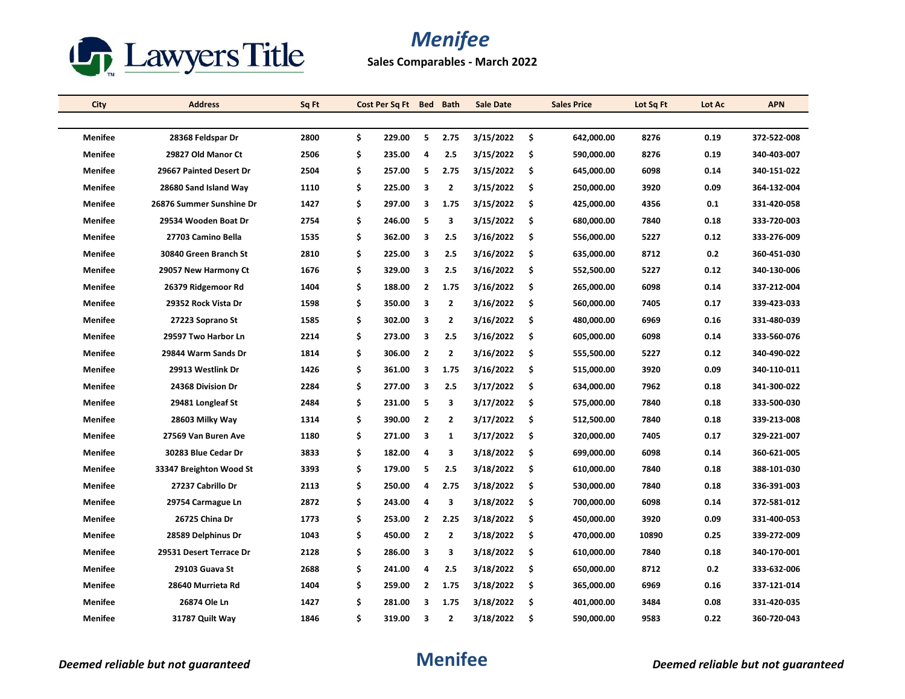# Menifee

**Sales Comparables - March 2022**

| City | Address | Sq Ft | Cost Per Sq Ft | Bed | Bath | Sale Date | Sales Price | Lot Sq Ft | Lot Ac | APN |
|---|---|---|---|---|---|---|---|---|---|---|
| Menifee | 28368 Feldspar Dr | 2800 | $ 229.00 | 5 | 2.75 | 3/15/2022 | $ 642,000.00 | 8276 | 0.19 | 372-522-008 |
| Menifee | 29827 Old Manor Ct | 2506 | $ 235.00 | 4 | 2.5 | 3/15/2022 | $ 590,000.00 | 8276 | 0.19 | 340-403-007 |
| Menifee | 29667 Painted Desert Dr | 2504 | $ 257.00 | 5 | 2.75 | 3/15/2022 | $ 645,000.00 | 6098 | 0.14 | 340-151-022 |
| Menifee | 28680 Sand Island Way | 1110 | $ 225.00 | 3 | 2 | 3/15/2022 | $ 250,000.00 | 3920 | 0.09 | 364-132-004 |
| Menifee | 26876 Summer Sunshine Dr | 1427 | $ 297.00 | 3 | 1.75 | 3/15/2022 | $ 425,000.00 | 4356 | 0.1 | 331-420-058 |
| Menifee | 29534 Wooden Boat Dr | 2754 | $ 246.00 | 5 | 3 | 3/15/2022 | $ 680,000.00 | 7840 | 0.18 | 333-720-003 |
| Menifee | 27703 Camino Bella | 1535 | $ 362.00 | 3 | 2.5 | 3/16/2022 | $ 556,000.00 | 5227 | 0.12 | 333-276-009 |
| Menifee | 30840 Green Branch St | 2810 | $ 225.00 | 3 | 2.5 | 3/16/2022 | $ 635,000.00 | 8712 | 0.2 | 360-451-030 |
| Menifee | 29057 New Harmony Ct | 1676 | $ 329.00 | 3 | 2.5 | 3/16/2022 | $ 552,500.00 | 5227 | 0.12 | 340-130-006 |
| Menifee | 26379 Ridgemoor Rd | 1404 | $ 188.00 | 2 | 1.75 | 3/16/2022 | $ 265,000.00 | 6098 | 0.14 | 337-212-004 |
| Menifee | 29352 Rock Vista Dr | 1598 | $ 350.00 | 3 | 2 | 3/16/2022 | $ 560,000.00 | 7405 | 0.17 | 339-423-033 |
| Menifee | 27223 Soprano St | 1585 | $ 302.00 | 3 | 2 | 3/16/2022 | $ 480,000.00 | 6969 | 0.16 | 331-480-039 |
| Menifee | 29597 Two Harbor Ln | 2214 | $ 273.00 | 3 | 2.5 | 3/16/2022 | $ 605,000.00 | 6098 | 0.14 | 333-560-076 |
| Menifee | 29844 Warm Sands Dr | 1814 | $ 306.00 | 2 | 2 | 3/16/2022 | $ 555,500.00 | 5227 | 0.12 | 340-490-022 |
| Menifee | 29913 Westlink Dr | 1426 | $ 361.00 | 3 | 1.75 | 3/16/2022 | $ 515,000.00 | 3920 | 0.09 | 340-110-011 |
| Menifee | 24368 Division Dr | 2284 | $ 277.00 | 3 | 2.5 | 3/17/2022 | $ 634,000.00 | 7962 | 0.18 | 341-300-022 |
| Menifee | 29481 Longleaf St | 2484 | $ 231.00 | 5 | 3 | 3/17/2022 | $ 575,000.00 | 7840 | 0.18 | 333-500-030 |
| Menifee | 28603 Milky Way | 1314 | $ 390.00 | 2 | 2 | 3/17/2022 | $ 512,500.00 | 7840 | 0.18 | 339-213-008 |
| Menifee | 27569 Van Buren Ave | 1180 | $ 271.00 | 3 | 1 | 3/17/2022 | $ 320,000.00 | 7405 | 0.17 | 329-221-007 |
| Menifee | 30283 Blue Cedar Dr | 3833 | $ 182.00 | 4 | 3 | 3/18/2022 | $ 699,000.00 | 6098 | 0.14 | 360-621-005 |
| Menifee | 33347 Breighton Wood St | 3393 | $ 179.00 | 5 | 2.5 | 3/18/2022 | $ 610,000.00 | 7840 | 0.18 | 388-101-030 |
| Menifee | 27237 Cabrillo Dr | 2113 | $ 250.00 | 4 | 2.75 | 3/18/2022 | $ 530,000.00 | 7840 | 0.18 | 336-391-003 |
| Menifee | 29754 Carmague Ln | 2872 | $ 243.00 | 4 | 3 | 3/18/2022 | $ 700,000.00 | 6098 | 0.14 | 372-581-012 |
| Menifee | 26725 China Dr | 1773 | $ 253.00 | 2 | 2.25 | 3/18/2022 | $ 450,000.00 | 3920 | 0.09 | 331-400-053 |
| Menifee | 28589 Delphinus Dr | 1043 | $ 450.00 | 2 | 2 | 3/18/2022 | $ 470,000.00 | 10890 | 0.25 | 339-272-009 |
| Menifee | 29531 Desert Terrace Dr | 2128 | $ 286.00 | 3 | 3 | 3/18/2022 | $ 610,000.00 | 7840 | 0.18 | 340-170-001 |
| Menifee | 29103 Guava St | 2688 | $ 241.00 | 4 | 2.5 | 3/18/2022 | $ 650,000.00 | 8712 | 0.2 | 333-632-006 |
| Menifee | 28640 Murrieta Rd | 1404 | $ 259.00 | 2 | 1.75 | 3/18/2022 | $ 365,000.00 | 6969 | 0.16 | 337-121-014 |
| Menifee | 26874 Ole Ln | 1427 | $ 281.00 | 3 | 1.75 | 3/18/2022 | $ 401,000.00 | 3484 | 0.08 | 331-420-035 |
| Menifee | 31787 Quilt Way | 1846 | $ 319.00 | 3 | 2 | 3/18/2022 | $ 590,000.00 | 9583 | 0.22 | 360-720-043 |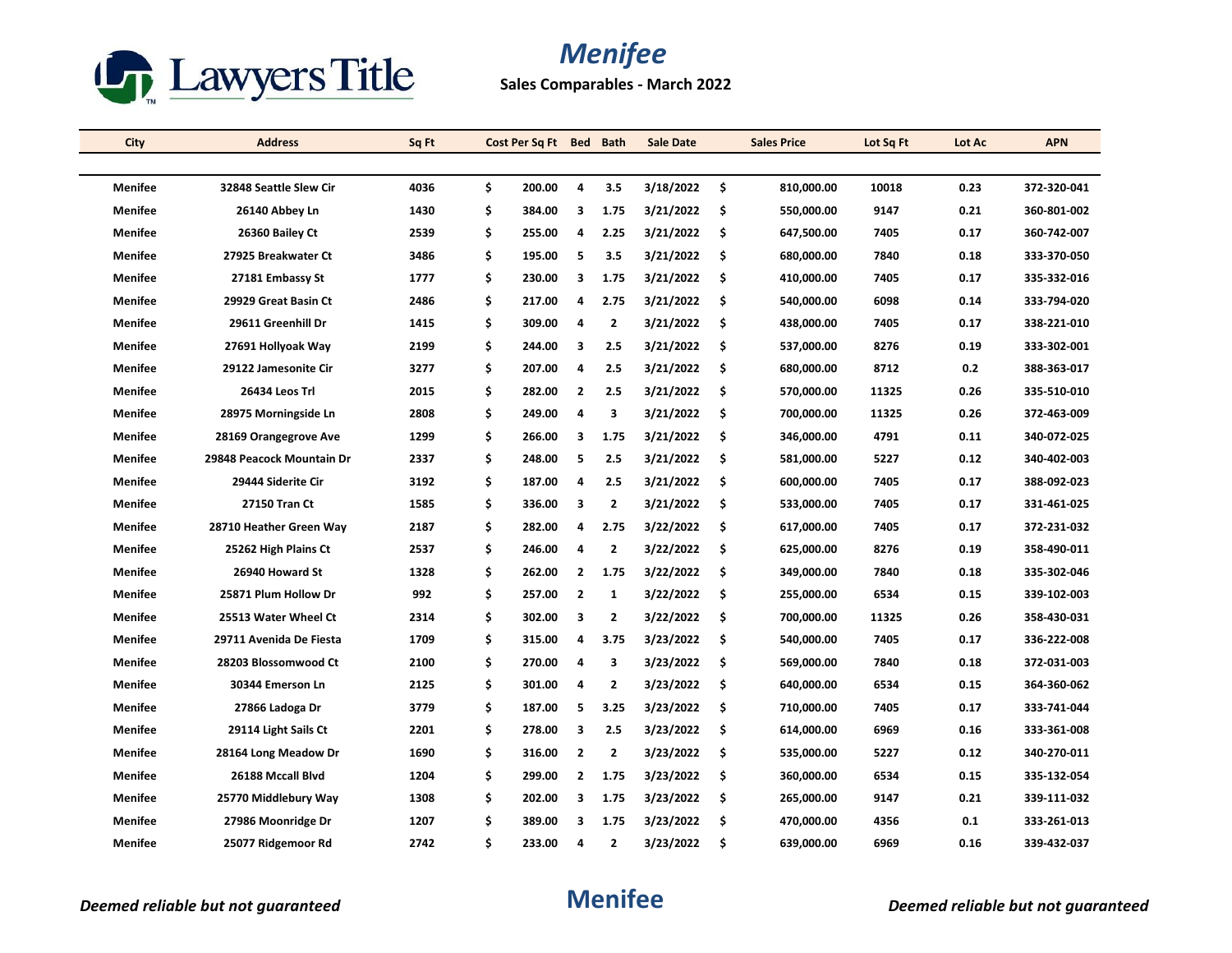# Menifee

**Sales Comparables - March 2022**

| City | Address | Sq Ft | Cost Per Sq Ft | Bed | Bath | Sale Date | Sales Price | Lot Sq Ft | Lot Ac | APN |
|---|---|---|---|---|---|---|---|---|---|---|
| Menifee | 32848 Seattle Slew Cir | 4036 | $ 200.00 | 4 | 3.5 | 3/18/2022 | $ 810,000.00 | 10018 | 0.23 | 372-320-041 |
| Menifee | 26140 Abbey Ln | 1430 | $ 384.00 | 3 | 1.75 | 3/21/2022 | $ 550,000.00 | 9147 | 0.21 | 360-801-002 |
| Menifee | 26360 Bailey Ct | 2539 | $ 255.00 | 4 | 2.25 | 3/21/2022 | $ 647,500.00 | 7405 | 0.17 | 360-742-007 |
| Menifee | 27925 Breakwater Ct | 3486 | $ 195.00 | 5 | 3.5 | 3/21/2022 | $ 680,000.00 | 7840 | 0.18 | 333-370-050 |
| Menifee | 27181 Embassy St | 1777 | $ 230.00 | 3 | 1.75 | 3/21/2022 | $ 410,000.00 | 7405 | 0.17 | 335-332-016 |
| Menifee | 29929 Great Basin Ct | 2486 | $ 217.00 | 4 | 2.75 | 3/21/2022 | $ 540,000.00 | 6098 | 0.14 | 333-794-020 |
| Menifee | 29611 Greenhill Dr | 1415 | $ 309.00 | 4 | 2 | 3/21/2022 | $ 438,000.00 | 7405 | 0.17 | 338-221-010 |
| Menifee | 27691 Hollyoak Way | 2199 | $ 244.00 | 3 | 2.5 | 3/21/2022 | $ 537,000.00 | 8276 | 0.19 | 333-302-001 |
| Menifee | 29122 Jamesonite Cir | 3277 | $ 207.00 | 4 | 2.5 | 3/21/2022 | $ 680,000.00 | 8712 | 0.2 | 388-363-017 |
| Menifee | 26434 Leos Trl | 2015 | $ 282.00 | 2 | 2.5 | 3/21/2022 | $ 570,000.00 | 11325 | 0.26 | 335-510-010 |
| Menifee | 28975 Morningside Ln | 2808 | $ 249.00 | 4 | 3 | 3/21/2022 | $ 700,000.00 | 11325 | 0.26 | 372-463-009 |
| Menifee | 28169 Orangegrove Ave | 1299 | $ 266.00 | 3 | 1.75 | 3/21/2022 | $ 346,000.00 | 4791 | 0.11 | 340-072-025 |
| Menifee | 29848 Peacock Mountain Dr | 2337 | $ 248.00 | 5 | 2.5 | 3/21/2022 | $ 581,000.00 | 5227 | 0.12 | 340-402-003 |
| Menifee | 29444 Siderite Cir | 3192 | $ 187.00 | 4 | 2.5 | 3/21/2022 | $ 600,000.00 | 7405 | 0.17 | 388-092-023 |
| Menifee | 27150 Tran Ct | 1585 | $ 336.00 | 3 | 2 | 3/21/2022 | $ 533,000.00 | 7405 | 0.17 | 331-461-025 |
| Menifee | 28710 Heather Green Way | 2187 | $ 282.00 | 4 | 2.75 | 3/22/2022 | $ 617,000.00 | 7405 | 0.17 | 372-231-032 |
| Menifee | 25262 High Plains Ct | 2537 | $ 246.00 | 4 | 2 | 3/22/2022 | $ 625,000.00 | 8276 | 0.19 | 358-490-011 |
| Menifee | 26940 Howard St | 1328 | $ 262.00 | 2 | 1.75 | 3/22/2022 | $ 349,000.00 | 7840 | 0.18 | 335-302-046 |
| Menifee | 25871 Plum Hollow Dr | 992 | $ 257.00 | 2 | 1 | 3/22/2022 | $ 255,000.00 | 6534 | 0.15 | 339-102-003 |
| Menifee | 25513 Water Wheel Ct | 2314 | $ 302.00 | 3 | 2 | 3/22/2022 | $ 700,000.00 | 11325 | 0.26 | 358-430-031 |
| Menifee | 29711 Avenida De Fiesta | 1709 | $ 315.00 | 4 | 3.75 | 3/23/2022 | $ 540,000.00 | 7405 | 0.17 | 336-222-008 |
| Menifee | 28203 Blossomwood Ct | 2100 | $ 270.00 | 4 | 3 | 3/23/2022 | $ 569,000.00 | 7840 | 0.18 | 372-031-003 |
| Menifee | 30344 Emerson Ln | 2125 | $ 301.00 | 4 | 2 | 3/23/2022 | $ 640,000.00 | 6534 | 0.15 | 364-360-062 |
| Menifee | 27866 Ladoga Dr | 3779 | $ 187.00 | 5 | 3.25 | 3/23/2022 | $ 710,000.00 | 7405 | 0.17 | 333-741-044 |
| Menifee | 29114 Light Sails Ct | 2201 | $ 278.00 | 3 | 2.5 | 3/23/2022 | $ 614,000.00 | 6969 | 0.16 | 333-361-008 |
| Menifee | 28164 Long Meadow Dr | 1690 | $ 316.00 | 2 | 2 | 3/23/2022 | $ 535,000.00 | 5227 | 0.12 | 340-270-011 |
| Menifee | 26188 Mccall Blvd | 1204 | $ 299.00 | 2 | 1.75 | 3/23/2022 | $ 360,000.00 | 6534 | 0.15 | 335-132-054 |
| Menifee | 25770 Middlebury Way | 1308 | $ 202.00 | 3 | 1.75 | 3/23/2022 | $ 265,000.00 | 9147 | 0.21 | 339-111-032 |
| Menifee | 27986 Moonridge Dr | 1207 | $ 389.00 | 3 | 1.75 | 3/23/2022 | $ 470,000.00 | 4356 | 0.1 | 333-261-013 |
| Menifee | 25077 Ridgemoor Rd | 2742 | $ 233.00 | 4 | 2 | 3/23/2022 | $ 639,000.00 | 6969 | 0.16 | 339-432-037 |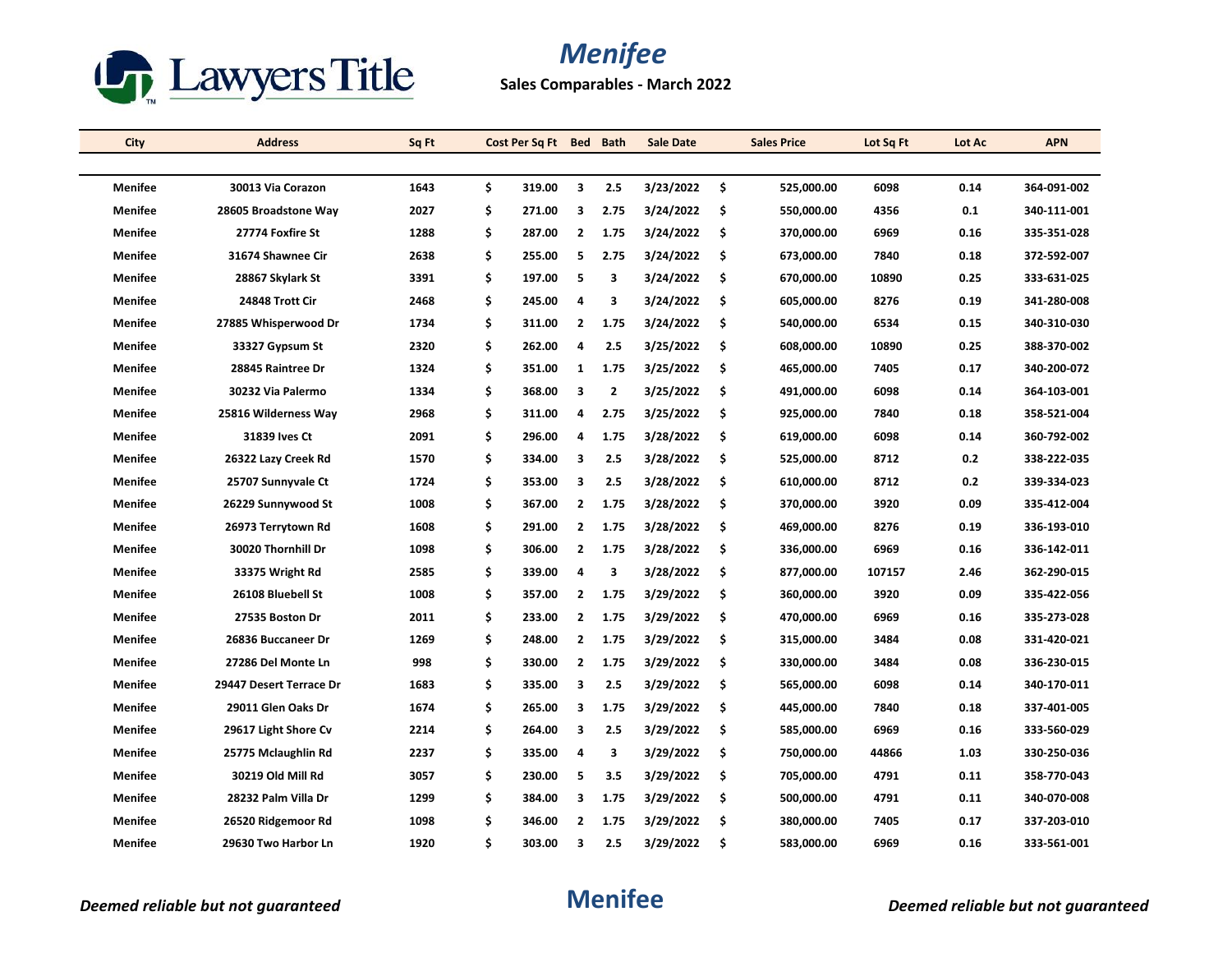# Menifee

**Sales Comparables - March 2022**

| City | Address | Sq Ft | Cost Per Sq Ft | Bed | Bath | Sale Date | Sales Price | Lot Sq Ft | Lot Ac | APN |
|---|---|---|---|---|---|---|---|---|---|---|
| Menifee | 30013 Via Corazon | 1643 | $ 319.00 | 3 | 2.5 | 3/23/2022 | $ 525,000.00 | 6098 | 0.14 | 364-091-002 |
| Menifee | 28605 Broadstone Way | 2027 | $ 271.00 | 3 | 2.75 | 3/24/2022 | $ 550,000.00 | 4356 | 0.1 | 340-111-001 |
| Menifee | 27774 Foxfire St | 1288 | $ 287.00 | 2 | 1.75 | 3/24/2022 | $ 370,000.00 | 6969 | 0.16 | 335-351-028 |
| Menifee | 31674 Shawnee Cir | 2638 | $ 255.00 | 5 | 2.75 | 3/24/2022 | $ 673,000.00 | 7840 | 0.18 | 372-592-007 |
| Menifee | 28867 Skylark St | 3391 | $ 197.00 | 5 | 3 | 3/24/2022 | $ 670,000.00 | 10890 | 0.25 | 333-631-025 |
| Menifee | 24848 Trott Cir | 2468 | $ 245.00 | 4 | 3 | 3/24/2022 | $ 605,000.00 | 8276 | 0.19 | 341-280-008 |
| Menifee | 27885 Whisperwood Dr | 1734 | $ 311.00 | 2 | 1.75 | 3/24/2022 | $ 540,000.00 | 6534 | 0.15 | 340-310-030 |
| Menifee | 33327 Gypsum St | 2320 | $ 262.00 | 4 | 2.5 | 3/25/2022 | $ 608,000.00 | 10890 | 0.25 | 388-370-002 |
| Menifee | 28845 Raintree Dr | 1324 | $ 351.00 | 1 | 1.75 | 3/25/2022 | $ 465,000.00 | 7405 | 0.17 | 340-200-072 |
| Menifee | 30232 Via Palermo | 1334 | $ 368.00 | 3 | 2 | 3/25/2022 | $ 491,000.00 | 6098 | 0.14 | 364-103-001 |
| Menifee | 25816 Wilderness Way | 2968 | $ 311.00 | 4 | 2.75 | 3/25/2022 | $ 925,000.00 | 7840 | 0.18 | 358-521-004 |
| Menifee | 31839 Ives Ct | 2091 | $ 296.00 | 4 | 1.75 | 3/28/2022 | $ 619,000.00 | 6098 | 0.14 | 360-792-002 |
| Menifee | 26322 Lazy Creek Rd | 1570 | $ 334.00 | 3 | 2.5 | 3/28/2022 | $ 525,000.00 | 8712 | 0.2 | 338-222-035 |
| Menifee | 25707 Sunnyvale Ct | 1724 | $ 353.00 | 3 | 2.5 | 3/28/2022 | $ 610,000.00 | 8712 | 0.2 | 339-334-023 |
| Menifee | 26229 Sunnywood St | 1008 | $ 367.00 | 2 | 1.75 | 3/28/2022 | $ 370,000.00 | 3920 | 0.09 | 335-412-004 |
| Menifee | 26973 Terrytown Rd | 1608 | $ 291.00 | 2 | 1.75 | 3/28/2022 | $ 469,000.00 | 8276 | 0.19 | 336-193-010 |
| Menifee | 30020 Thornhill Dr | 1098 | $ 306.00 | 2 | 1.75 | 3/28/2022 | $ 336,000.00 | 6969 | 0.16 | 336-142-011 |
| Menifee | 33375 Wright Rd | 2585 | $ 339.00 | 4 | 3 | 3/28/2022 | $ 877,000.00 | 107157 | 2.46 | 362-290-015 |
| Menifee | 26108 Bluebell St | 1008 | $ 357.00 | 2 | 1.75 | 3/29/2022 | $ 360,000.00 | 3920 | 0.09 | 335-422-056 |
| Menifee | 27535 Boston Dr | 2011 | $ 233.00 | 2 | 1.75 | 3/29/2022 | $ 470,000.00 | 6969 | 0.16 | 335-273-028 |
| Menifee | 26836 Buccaneer Dr | 1269 | $ 248.00 | 2 | 1.75 | 3/29/2022 | $ 315,000.00 | 3484 | 0.08 | 331-420-021 |
| Menifee | 27286 Del Monte Ln | 998 | $ 330.00 | 2 | 1.75 | 3/29/2022 | $ 330,000.00 | 3484 | 0.08 | 336-230-015 |
| Menifee | 29447 Desert Terrace Dr | 1683 | $ 335.00 | 3 | 2.5 | 3/29/2022 | $ 565,000.00 | 6098 | 0.14 | 340-170-011 |
| Menifee | 29011 Glen Oaks Dr | 1674 | $ 265.00 | 3 | 1.75 | 3/29/2022 | $ 445,000.00 | 7840 | 0.18 | 337-401-005 |
| Menifee | 29617 Light Shore Cv | 2214 | $ 264.00 | 3 | 2.5 | 3/29/2022 | $ 585,000.00 | 6969 | 0.16 | 333-560-029 |
| Menifee | 25775 Mclaughlin Rd | 2237 | $ 335.00 | 4 | 3 | 3/29/2022 | $ 750,000.00 | 44866 | 1.03 | 330-250-036 |
| Menifee | 30219 Old Mill Rd | 3057 | $ 230.00 | 5 | 3.5 | 3/29/2022 | $ 705,000.00 | 4791 | 0.11 | 358-770-043 |
| Menifee | 28232 Palm Villa Dr | 1299 | $ 384.00 | 3 | 1.75 | 3/29/2022 | $ 500,000.00 | 4791 | 0.11 | 340-070-008 |
| Menifee | 26520 Ridgemoor Rd | 1098 | $ 346.00 | 2 | 1.75 | 3/29/2022 | $ 380,000.00 | 7405 | 0.17 | 337-203-010 |
| Menifee | 29630 Two Harbor Ln | 1920 | $ 303.00 | 3 | 2.5 | 3/29/2022 | $ 583,000.00 | 6969 | 0.16 | 333-561-001 |

*Deemed reliable but not guaranteed*

**Menifee**

*Deemed reliable but not guaranteed*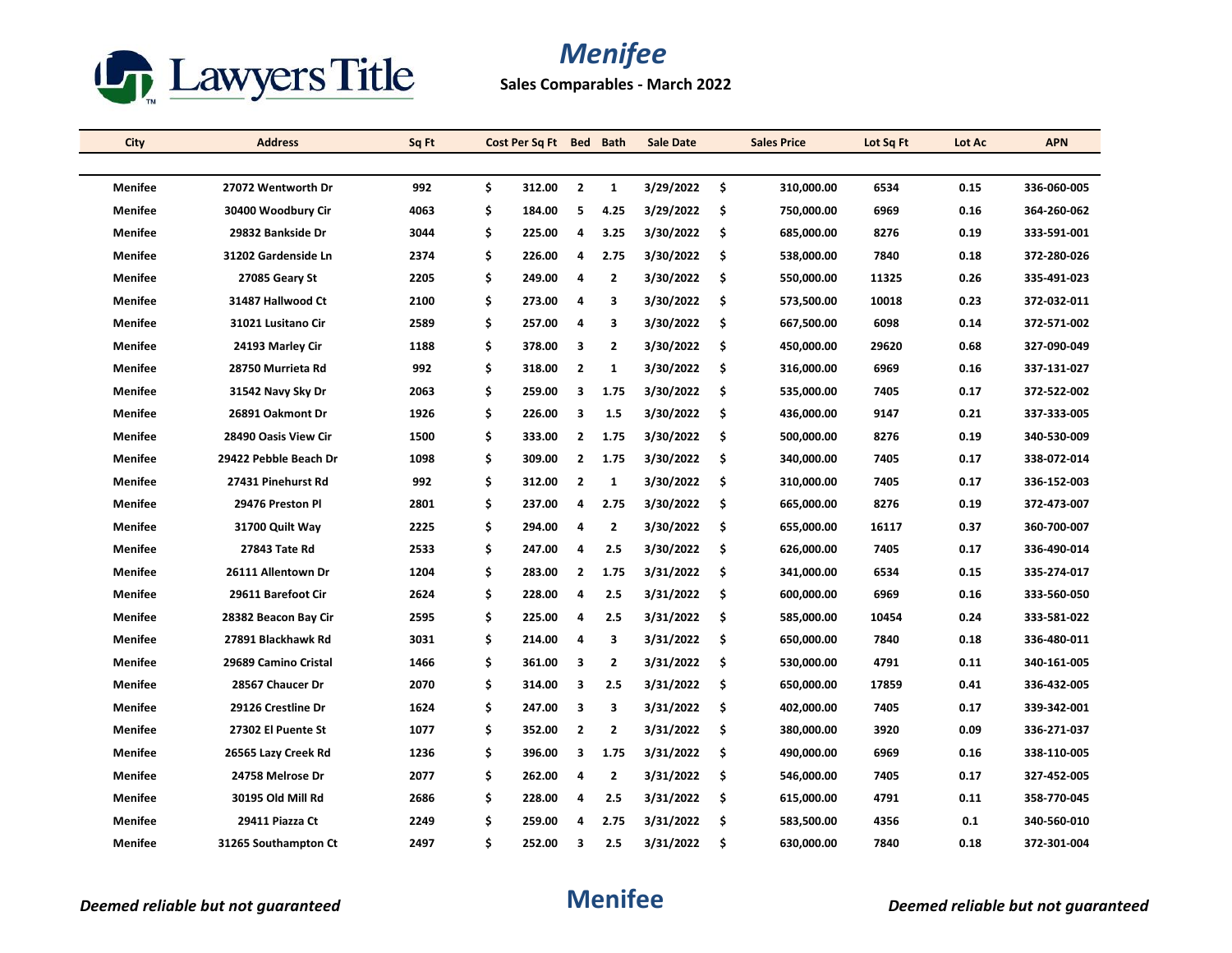# Menifee

**Sales Comparables - March 2022**

| City | Address | Sq Ft | Cost Per Sq Ft | Bed | Bath | Sale Date | Sales Price | Lot Sq Ft | Lot Ac | APN |
|---|---|---|---|---|---|---|---|---|---|---|
| Menifee | 27072 Wentworth Dr | 992 | $ 312.00 | 2 | 1 | 3/29/2022 | $ 310,000.00 | 6534 | 0.15 | 336-060-005 |
| Menifee | 30400 Woodbury Cir | 4063 | $ 184.00 | 5 | 4.25 | 3/29/2022 | $ 750,000.00 | 6969 | 0.16 | 364-260-062 |
| Menifee | 29832 Bankside Dr | 3044 | $ 225.00 | 4 | 3.25 | 3/30/2022 | $ 685,000.00 | 8276 | 0.19 | 333-591-001 |
| Menifee | 31202 Gardenside Ln | 2374 | $ 226.00 | 4 | 2.75 | 3/30/2022 | $ 538,000.00 | 7840 | 0.18 | 372-280-026 |
| Menifee | 27085 Geary St | 2205 | $ 249.00 | 4 | 2 | 3/30/2022 | $ 550,000.00 | 11325 | 0.26 | 335-491-023 |
| Menifee | 31487 Hallwood Ct | 2100 | $ 273.00 | 4 | 3 | 3/30/2022 | $ 573,500.00 | 10018 | 0.23 | 372-032-011 |
| Menifee | 31021 Lusitano Cir | 2589 | $ 257.00 | 4 | 3 | 3/30/2022 | $ 667,500.00 | 6098 | 0.14 | 372-571-002 |
| Menifee | 24193 Marley Cir | 1188 | $ 378.00 | 3 | 2 | 3/30/2022 | $ 450,000.00 | 29620 | 0.68 | 327-090-049 |
| Menifee | 28750 Murrieta Rd | 992 | $ 318.00 | 2 | 1 | 3/30/2022 | $ 316,000.00 | 6969 | 0.16 | 337-131-027 |
| Menifee | 31542 Navy Sky Dr | 2063 | $ 259.00 | 3 | 1.75 | 3/30/2022 | $ 535,000.00 | 7405 | 0.17 | 372-522-002 |
| Menifee | 26891 Oakmont Dr | 1926 | $ 226.00 | 3 | 1.5 | 3/30/2022 | $ 436,000.00 | 9147 | 0.21 | 337-333-005 |
| Menifee | 28490 Oasis View Cir | 1500 | $ 333.00 | 2 | 1.75 | 3/30/2022 | $ 500,000.00 | 8276 | 0.19 | 340-530-009 |
| Menifee | 29422 Pebble Beach Dr | 1098 | $ 309.00 | 2 | 1.75 | 3/30/2022 | $ 340,000.00 | 7405 | 0.17 | 338-072-014 |
| Menifee | 27431 Pinehurst Rd | 992 | $ 312.00 | 2 | 1 | 3/30/2022 | $ 310,000.00 | 7405 | 0.17 | 336-152-003 |
| Menifee | 29476 Preston Pl | 2801 | $ 237.00 | 4 | 2.75 | 3/30/2022 | $ 665,000.00 | 8276 | 0.19 | 372-473-007 |
| Menifee | 31700 Quilt Way | 2225 | $ 294.00 | 4 | 2 | 3/30/2022 | $ 655,000.00 | 16117 | 0.37 | 360-700-007 |
| Menifee | 27843 Tate Rd | 2533 | $ 247.00 | 4 | 2.5 | 3/30/2022 | $ 626,000.00 | 7405 | 0.17 | 336-490-014 |
| Menifee | 26111 Allentown Dr | 1204 | $ 283.00 | 2 | 1.75 | 3/31/2022 | $ 341,000.00 | 6534 | 0.15 | 335-274-017 |
| Menifee | 29611 Barefoot Cir | 2624 | $ 228.00 | 4 | 2.5 | 3/31/2022 | $ 600,000.00 | 6969 | 0.16 | 333-560-050 |
| Menifee | 28382 Beacon Bay Cir | 2595 | $ 225.00 | 4 | 2.5 | 3/31/2022 | $ 585,000.00 | 10454 | 0.24 | 333-581-022 |
| Menifee | 27891 Blackhawk Rd | 3031 | $ 214.00 | 4 | 3 | 3/31/2022 | $ 650,000.00 | 7840 | 0.18 | 336-480-011 |
| Menifee | 29689 Camino Cristal | 1466 | $ 361.00 | 3 | 2 | 3/31/2022 | $ 530,000.00 | 4791 | 0.11 | 340-161-005 |
| Menifee | 28567 Chaucer Dr | 2070 | $ 314.00 | 3 | 2.5 | 3/31/2022 | $ 650,000.00 | 17859 | 0.41 | 336-432-005 |
| Menifee | 29126 Crestline Dr | 1624 | $ 247.00 | 3 | 3 | 3/31/2022 | $ 402,000.00 | 7405 | 0.17 | 339-342-001 |
| Menifee | 27302 El Puente St | 1077 | $ 352.00 | 2 | 2 | 3/31/2022 | $ 380,000.00 | 3920 | 0.09 | 336-271-037 |
| Menifee | 26565 Lazy Creek Rd | 1236 | $ 396.00 | 3 | 1.75 | 3/31/2022 | $ 490,000.00 | 6969 | 0.16 | 338-110-005 |
| Menifee | 24758 Melrose Dr | 2077 | $ 262.00 | 4 | 2 | 3/31/2022 | $ 546,000.00 | 7405 | 0.17 | 327-452-005 |
| Menifee | 30195 Old Mill Rd | 2686 | $ 228.00 | 4 | 2.5 | 3/31/2022 | $ 615,000.00 | 4791 | 0.11 | 358-770-045 |
| Menifee | 29411 Piazza Ct | 2249 | $ 259.00 | 4 | 2.75 | 3/31/2022 | $ 583,500.00 | 4356 | 0.1 | 340-560-010 |
| Menifee | 31265 Southampton Ct | 2497 | $ 252.00 | 3 | 2.5 | 3/31/2022 | $ 630,000.00 | 7840 | 0.18 | 372-301-004 |

*Deemed reliable but not guaranteed*

**Menifee**

*Deemed reliable but not guaranteed*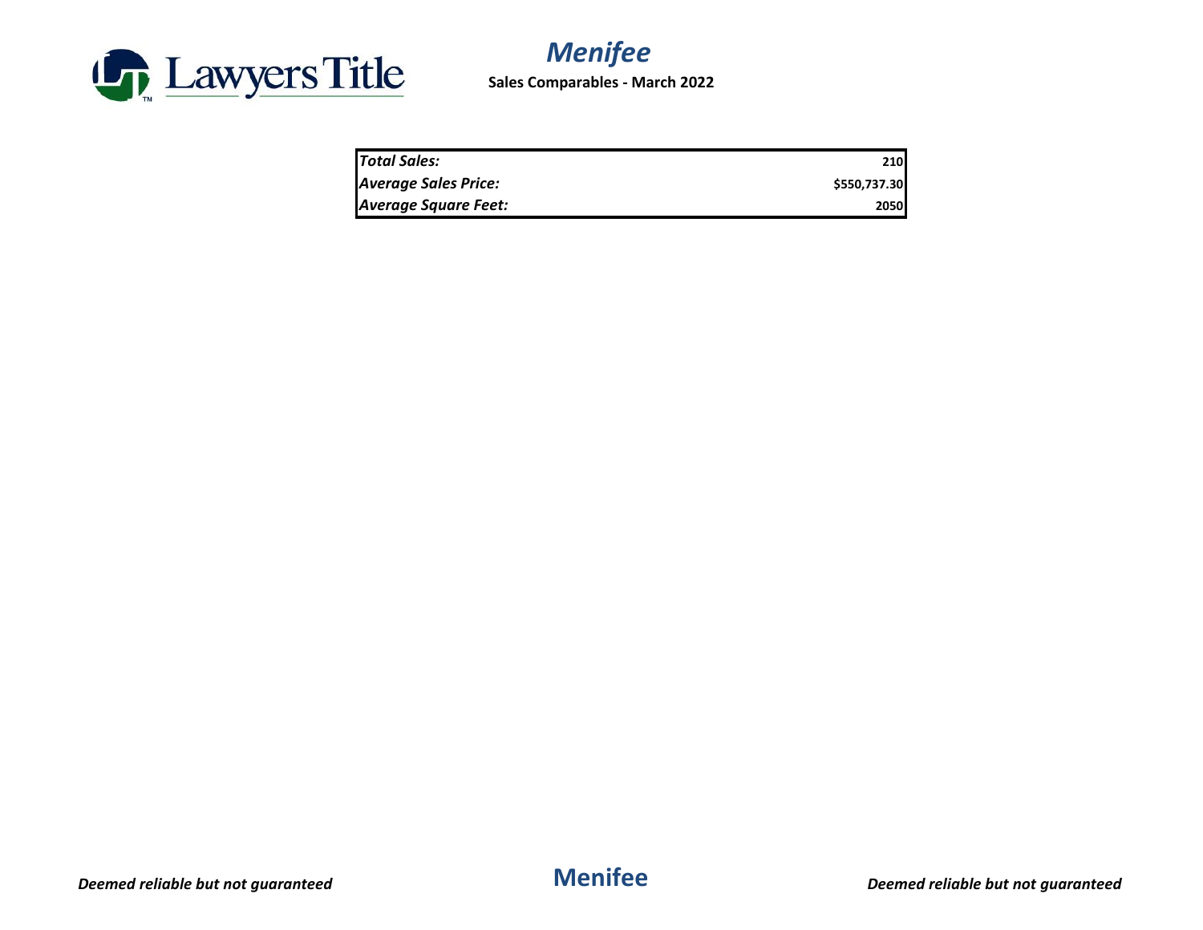# *Menifee*

**Sales Comparables - March 2022**

| | |
|---|---|
| ***Total Sales:*** | **210** |
| ***Average Sales Price:*** | **$550,737.30** |
| ***Average Square Feet:*** | **2050** |